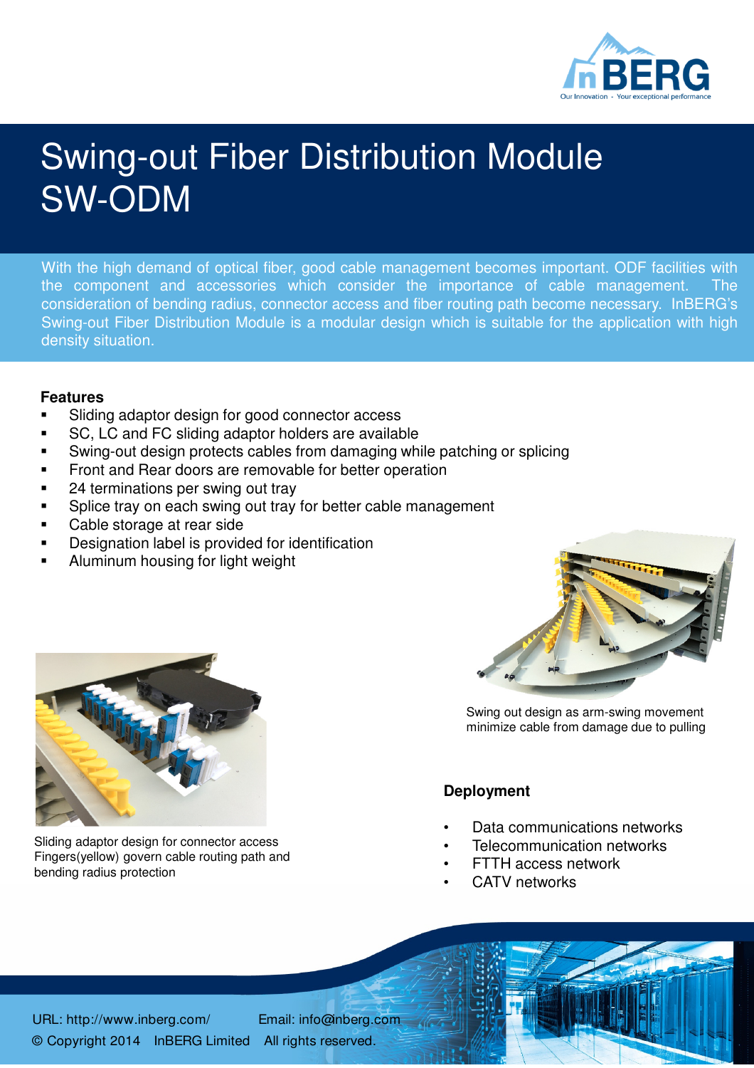# Swing-out Fiber Distribution Module SW-ODM

With the high demand of optical fiber, good cable management becomes important. ODF facilities with the component and accessories which consider the importance of cable management. The consideration of bending radius, connector access and fiber routing path become necessary. InBERG's Swing-out Fiber Distribution Module is a modular design which is suitable for the application with high density situation.

**Features**

- Sliding adaptor design for good connector access
- SC, LC and FC sliding adaptor holders are available
- Swing-out design protects cables from damaging while patching or splicing
- Front and Rear doors are removable for better operation
- 24 terminations per swing out tray
- Splice tray on each swing out tray for better cable management
- Cable storage at rear side
- Designation label is provided for identification
- Aluminum housing for light weight

Swing out design as arm-swing movement minimize cable from damage due to pulling

Sliding adaptor design for connector access
Fingers(yellow) govern cable routing path and bending radius protection

**Deployment**

- Data communications networks
- Telecommunication networks
- FTTH access network
- CATV networks

URL: http://www.inberg.com/ Email: info@inberg.com
© Copyright 2014 InBERG Limited All rights reserved.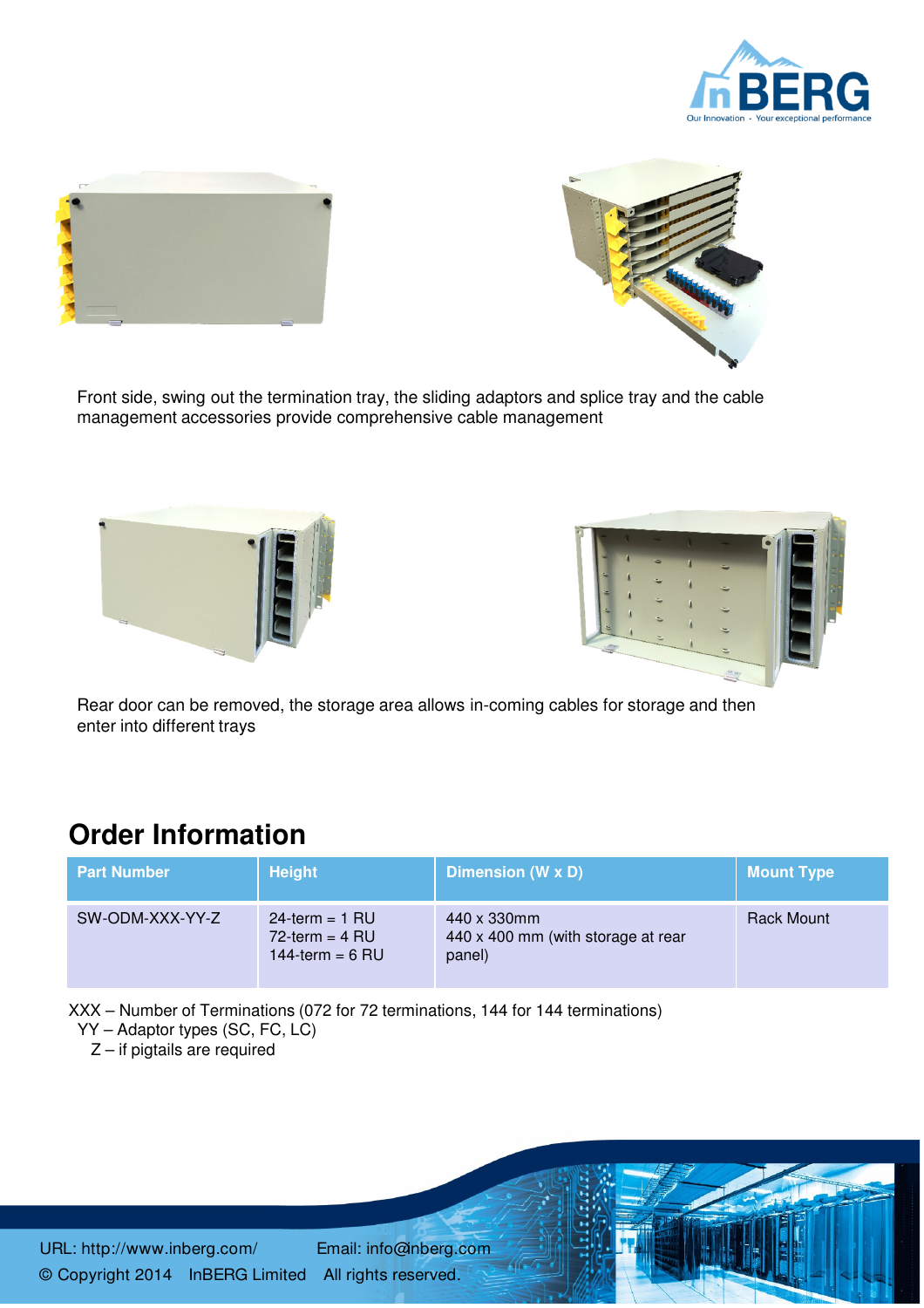Front side, swing out the termination tray, the sliding adaptors and splice tray and the cable management accessories provide comprehensive cable management

Rear door can be removed, the storage area allows in-coming cables for storage and then enter into different trays

## Order Information

| Part Number | Height | Dimension (W x D) | Mount Type |
|---|---|---|---|
| SW-ODM-XXX-YY-Z | 24-term = 1 RU<br>72-term = 4 RU<br>144-term = 6 RU | 440 x 330mm<br>440 x 400 mm (with storage at rear panel) | Rack Mount |

XXX – Number of Terminations (072 for 72 terminations, 144 for 144 terminations)
YY – Adaptor types (SC, FC, LC)
Z – if pigtails are required

URL: http://www.inberg.com/ Email: info@inberg.com
© Copyright 2014 InBERG Limited All rights reserved.